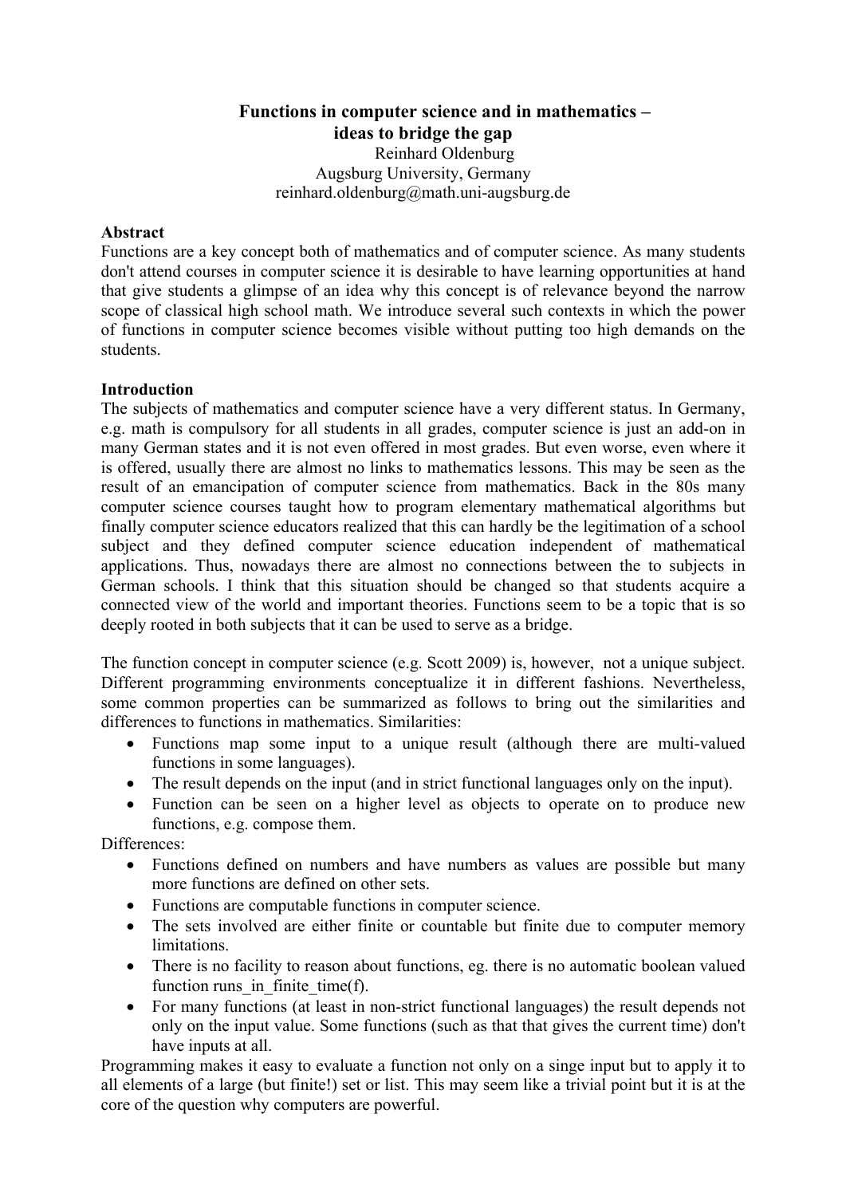# Functions in computer science and in mathematics – ideas to bridge the gap

Reinhard Oldenburg
Augsburg University, Germany
reinhard.oldenburg@math.uni-augsburg.de

**Abstract**

Functions are a key concept both of mathematics and of computer science. As many students don't attend courses in computer science it is desirable to have learning opportunities at hand that give students a glimpse of an idea why this concept is of relevance beyond the narrow scope of classical high school math. We introduce several such contexts in which the power of functions in computer science becomes visible without putting too high demands on the students.

**Introduction**

The subjects of mathematics and computer science have a very different status. In Germany, e.g. math is compulsory for all students in all grades, computer science is just an add-on in many German states and it is not even offered in most grades. But even worse, even where it is offered, usually there are almost no links to mathematics lessons. This may be seen as the result of an emancipation of computer science from mathematics. Back in the 80s many computer science courses taught how to program elementary mathematical algorithms but finally computer science educators realized that this can hardly be the legitimation of a school subject and they defined computer science education independent of mathematical applications. Thus, nowadays there are almost no connections between the to subjects in German schools. I think that this situation should be changed so that students acquire a connected view of the world and important theories. Functions seem to be a topic that is so deeply rooted in both subjects that it can be used to serve as a bridge.

The function concept in computer science (e.g. Scott 2009) is, however, not a unique subject. Different programming environments conceptualize it in different fashions. Nevertheless, some common properties can be summarized as follows to bring out the similarities and differences to functions in mathematics. Similarities:

- Functions map some input to a unique result (although there are multi-valued functions in some languages).
- The result depends on the input (and in strict functional languages only on the input).
- Function can be seen on a higher level as objects to operate on to produce new functions, e.g. compose them.

Differences:

- Functions defined on numbers and have numbers as values are possible but many more functions are defined on other sets.
- Functions are computable functions in computer science.
- The sets involved are either finite or countable but finite due to computer memory limitations.
- There is no facility to reason about functions, eg. there is no automatic boolean valued function runs_in_finite_time(f).
- For many functions (at least in non-strict functional languages) the result depends not only on the input value. Some functions (such as that that gives the current time) don't have inputs at all.

Programming makes it easy to evaluate a function not only on a singe input but to apply it to all elements of a large (but finite!) set or list. This may seem like a trivial point but it is at the core of the question why computers are powerful.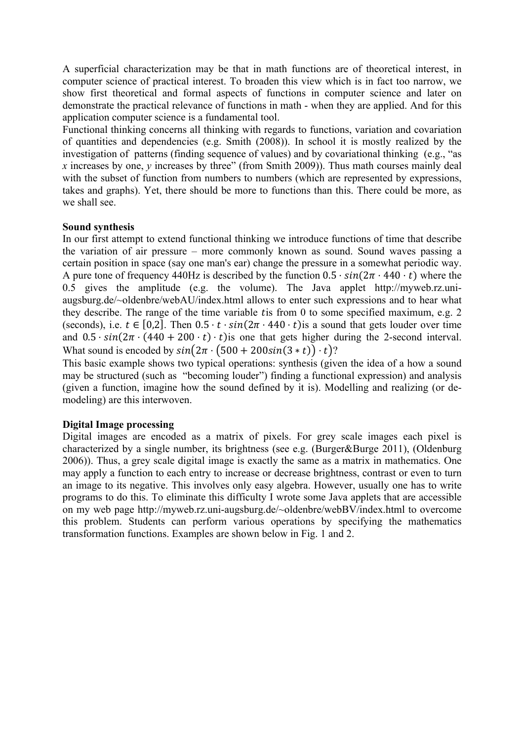A superficial characterization may be that in math functions are of theoretical interest, in computer science of practical interest. To broaden this view which is in fact too narrow, we show first theoretical and formal aspects of functions in computer science and later on demonstrate the practical relevance of functions in math - when they are applied. And for this application computer science is a fundamental tool.

Functional thinking concerns all thinking with regards to functions, variation and covariation of quantities and dependencies (e.g. Smith (2008)). In school it is mostly realized by the investigation of patterns (finding sequence of values) and by covariational thinking (e.g., "as *x* increases by one, *y* increases by three" (from Smith 2009)). Thus math courses mainly deal with the subset of function from numbers to numbers (which are represented by expressions, takes and graphs). Yet, there should be more to functions than this. There could be more, as we shall see.

**Sound synthesis**

In our first attempt to extend functional thinking we introduce functions of time that describe the variation of air pressure – more commonly known as sound. Sound waves passing a certain position in space (say one man's ear) change the pressure in a somewhat periodic way. A pure tone of frequency 440Hz is described by the function $0.5 \cdot sin(2\pi \cdot 440 \cdot t)$ where the 0.5 gives the amplitude (e.g. the volume). The Java applet http://myweb.rz.uni-augsburg.de/~oldenbre/webAU/index.html allows to enter such expressions and to hear what they describe. The range of the time variable $t$is from 0 to some specified maximum, e.g. 2 (seconds), i.e. $t \in [0,2]$. Then $0.5 \cdot t \cdot sin(2\pi \cdot 440 \cdot t)$is a sound that gets louder over time and $0.5 \cdot sin(2\pi \cdot (440 + 200 \cdot t) \cdot t)$is one that gets higher during the 2-second interval. What sound is encoded by $sin\big(2\pi \cdot \big(500 + 200sin(3 * t)\big) \cdot t\big)$?

This basic example shows two typical operations: synthesis (given the idea of a how a sound may be structured (such as "becoming louder") finding a functional expression) and analysis (given a function, imagine how the sound defined by it is). Modelling and realizing (or de-modeling) are this interwoven.

**Digital Image processing**

Digital images are encoded as a matrix of pixels. For grey scale images each pixel is characterized by a single number, its brightness (see e.g. (Burger&Burge 2011), (Oldenburg 2006)). Thus, a grey scale digital image is exactly the same as a matrix in mathematics. One may apply a function to each entry to increase or decrease brightness, contrast or even to turn an image to its negative. This involves only easy algebra. However, usually one has to write programs to do this. To eliminate this difficulty I wrote some Java applets that are accessible on my web page http://myweb.rz.uni-augsburg.de/~oldenbre/webBV/index.html to overcome this problem. Students can perform various operations by specifying the mathematics transformation functions. Examples are shown below in Fig. 1 and 2.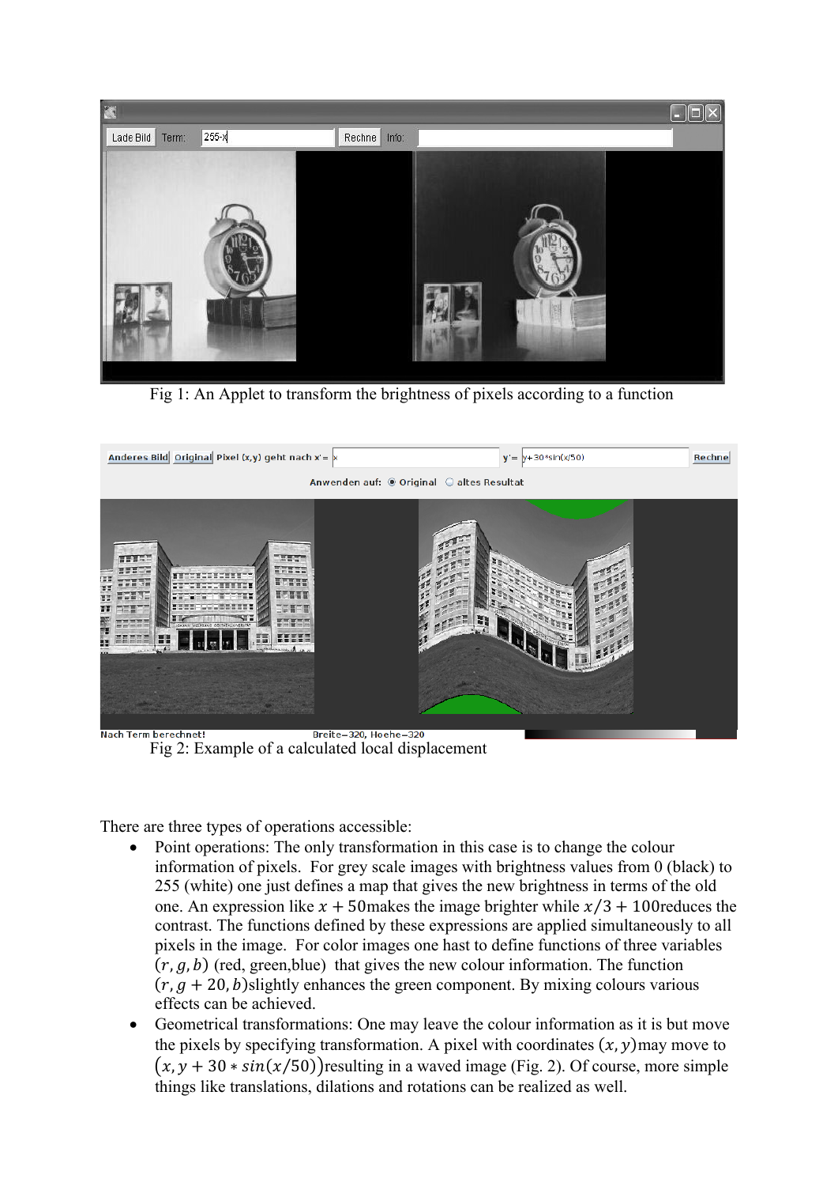Fig 1: An Applet to transform the brightness of pixels according to a function

Fig 2: Example of a calculated local displacement

There are three types of operations accessible:

- Point operations: The only transformation in this case is to change the colour information of pixels. For grey scale images with brightness values from 0 (black) to 255 (white) one just defines a map that gives the new brightness in terms of the old one. An expression like $x + 50$makes the image brighter while $x/3 + 100$reduces the contrast. The functions defined by these expressions are applied simultaneously to all pixels in the image. For color images one hast to define functions of three variables $(r, g, b)$ (red, green,blue) that gives the new colour information. The function $(r, g + 20, b)$slightly enhances the green component. By mixing colours various effects can be achieved.
- Geometrical transformations: One may leave the colour information as it is but move the pixels by specifying transformation. A pixel with coordinates $(x, y)$may move to $(x, y + 30 * sin(x/50))$resulting in a waved image (Fig. 2). Of course, more simple things like translations, dilations and rotations can be realized as well.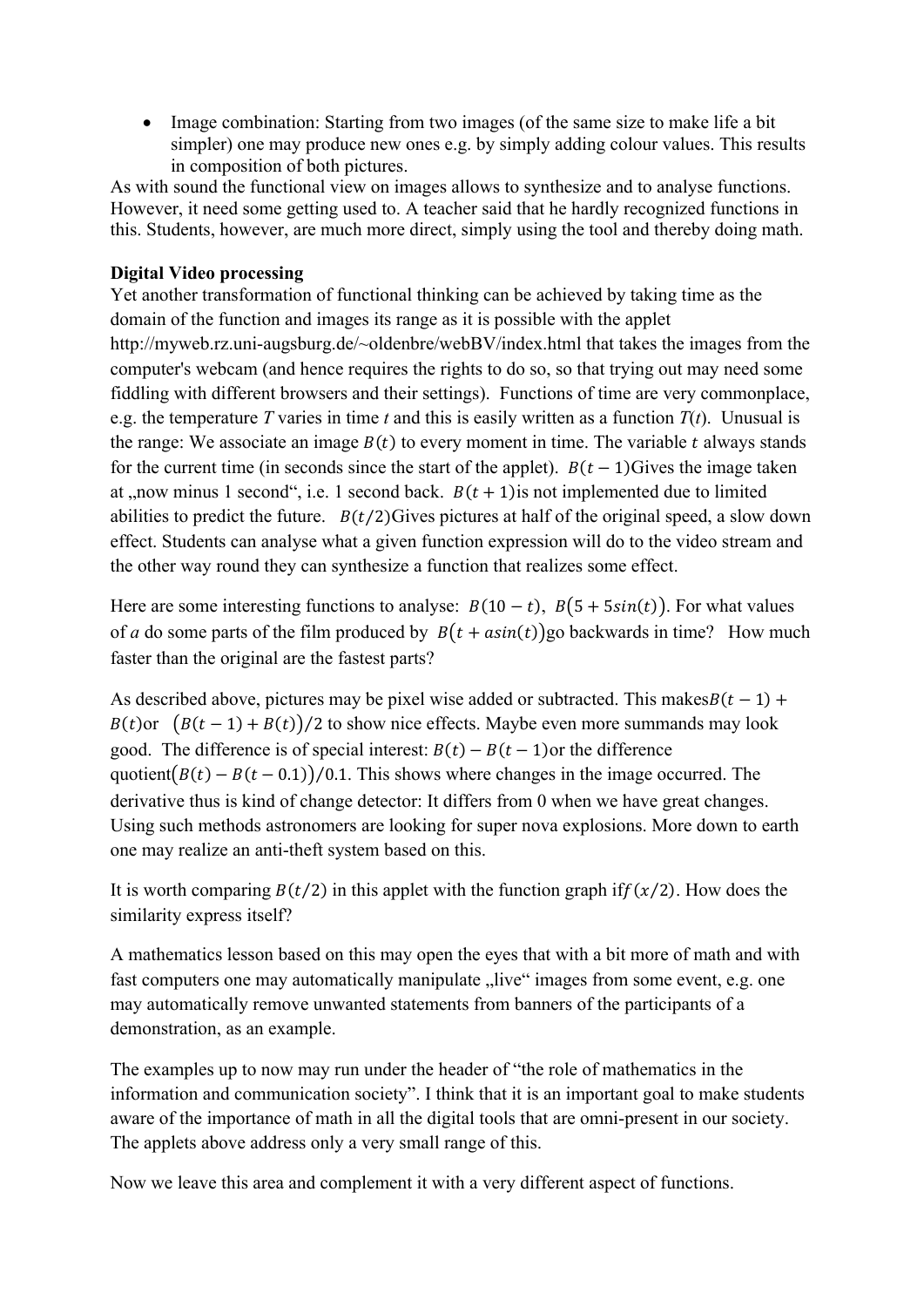- Image combination: Starting from two images (of the same size to make life a bit simpler) one may produce new ones e.g. by simply adding colour values. This results in composition of both pictures.

As with sound the functional view on images allows to synthesize and to analyse functions. However, it need some getting used to. A teacher said that he hardly recognized functions in this. Students, however, are much more direct, simply using the tool and thereby doing math.

**Digital Video processing**

Yet another transformation of functional thinking can be achieved by taking time as the domain of the function and images its range as it is possible with the applet http://myweb.rz.uni-augsburg.de/~oldenbre/webBV/index.html that takes the images from the computer's webcam (and hence requires the rights to do so, so that trying out may need some fiddling with different browsers and their settings). Functions of time are very commonplace, e.g. the temperature *T* varies in time *t* and this is easily written as a function *T*(*t*). Unusual is the range: We associate an image $B(t)$ to every moment in time. The variable $t$ always stands for the current time (in seconds since the start of the applet). $B(t-1)$Gives the image taken at „now minus 1 second", i.e. 1 second back. $B(t+1)$is not implemented due to limited abilities to predict the future. $B(t/2)$Gives pictures at half of the original speed, a slow down effect. Students can analyse what a given function expression will do to the video stream and the other way round they can synthesize a function that realizes some effect.

Here are some interesting functions to analyse: $B(10-t)$, $B(5+5sin(t))$. For what values of $a$ do some parts of the film produced by $B(t+asin(t))$go backwards in time? How much faster than the original are the fastest parts?

As described above, pictures may be pixel wise added or subtracted. This makes$B(t-1)+B(t)$or $(B(t-1)+B(t))/2$ to show nice effects. Maybe even more summands may look good. The difference is of special interest: $B(t)-B(t-1)$or the difference quotient$(B(t)-B(t-0.1))/0.1$. This shows where changes in the image occurred. The derivative thus is kind of change detector: It differs from 0 when we have great changes. Using such methods astronomers are looking for super nova explosions. More down to earth one may realize an anti-theft system based on this.

It is worth comparing $B(t/2)$ in this applet with the function graph if$f(x/2)$. How does the similarity express itself?

A mathematics lesson based on this may open the eyes that with a bit more of math and with fast computers one may automatically manipulate „live" images from some event, e.g. one may automatically remove unwanted statements from banners of the participants of a demonstration, as an example.

The examples up to now may run under the header of "the role of mathematics in the information and communication society". I think that it is an important goal to make students aware of the importance of math in all the digital tools that are omni-present in our society. The applets above address only a very small range of this.

Now we leave this area and complement it with a very different aspect of functions.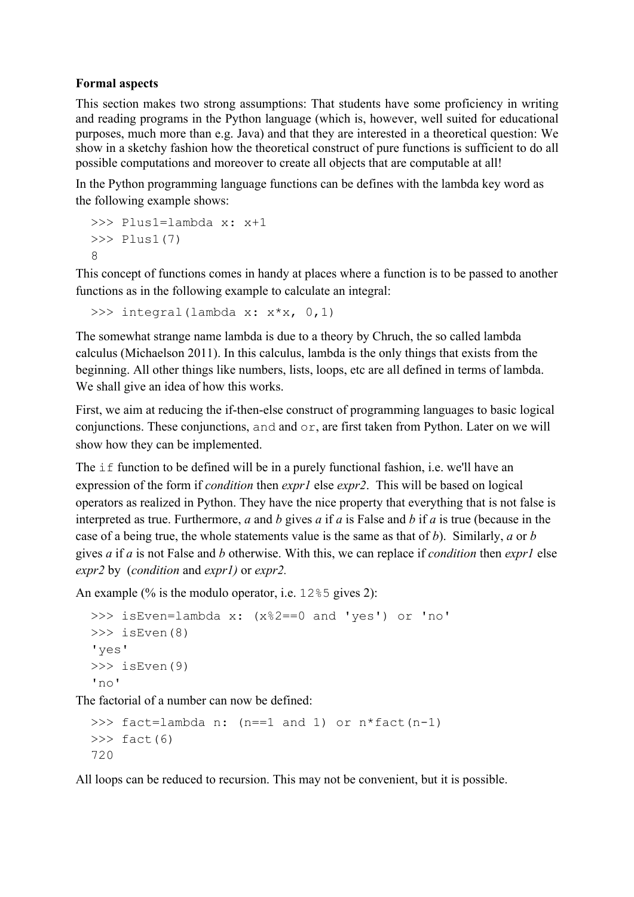**Formal aspects**

This section makes two strong assumptions: That students have some proficiency in writing and reading programs in the Python language (which is, however, well suited for educational purposes, much more than e.g. Java) and that they are interested in a theoretical question: We show in a sketchy fashion how the theoretical construct of pure functions is sufficient to do all possible computations and moreover to create all objects that are computable at all!

In the Python programming language functions can be defines with the lambda key word as the following example shows:

```
>>> Plus1=lambda x: x+1
>>> Plus1(7)
8
```

This concept of functions comes in handy at places where a function is to be passed to another functions as in the following example to calculate an integral:

```
>>> integral(lambda x: x*x, 0,1)
```

The somewhat strange name lambda is due to a theory by Chruch, the so called lambda calculus (Michaelson 2011). In this calculus, lambda is the only things that exists from the beginning. All other things like numbers, lists, loops, etc are all defined in terms of lambda. We shall give an idea of how this works.

First, we aim at reducing the if-then-else construct of programming languages to basic logical conjunctions. These conjunctions, `and` and `or`, are first taken from Python. Later on we will show how they can be implemented.

The `if` function to be defined will be in a purely functional fashion, i.e. we'll have an expression of the form if *condition* then *expr1* else *expr2*. This will be based on logical operators as realized in Python. They have the nice property that everything that is not false is interpreted as true. Furthermore, *a* and *b* gives *a* if *a* is False and *b* if *a* is true (because in the case of a being true, the whole statements value is the same as that of *b*). Similarly, *a* or *b* gives *a* if *a* is not False and *b* otherwise. With this, we can replace if *condition* then *expr1* else *expr2* by (*condition* and *expr1)* or *expr2.*

An example (% is the modulo operator, i.e. `12%5` gives 2):

```
>>> isEven=lambda x: (x%2==0 and 'yes') or 'no'
>>> isEven(8)
'yes'
>>> isEven(9)
'no'
```

The factorial of a number can now be defined:

```
>>> fact=lambda n: (n==1 and 1) or n*fact(n-1)
>>> fact(6)
720
```

All loops can be reduced to recursion. This may not be convenient, but it is possible.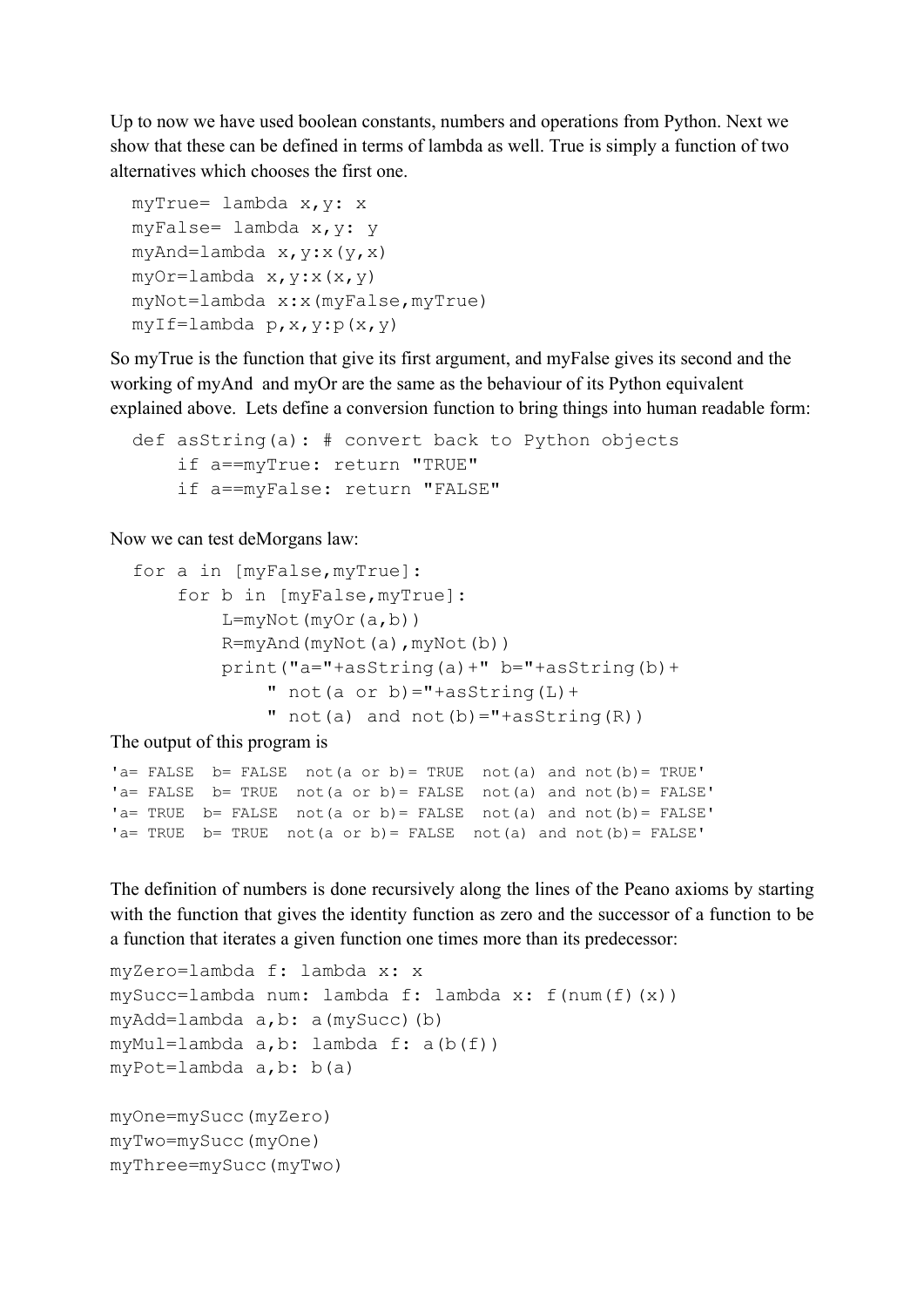Up to now we have used boolean constants, numbers and operations from Python. Next we show that these can be defined in terms of lambda as well. True is simply a function of two alternatives which chooses the first one.

```
myTrue= lambda x,y: x
myFalse= lambda x,y: y
myAnd=lambda x,y:x(y,x)
myOr=lambda x,y:x(x,y)
myNot=lambda x:x(myFalse,myTrue)
myIf=lambda p,x,y:p(x,y)
```

So myTrue is the function that give its first argument, and myFalse gives its second and the working of myAnd and myOr are the same as the behaviour of its Python equivalent explained above. Lets define a conversion function to bring things into human readable form:

```
def asString(a): # convert back to Python objects
    if a==myTrue: return "TRUE"
    if a==myFalse: return "FALSE"
```

Now we can test deMorgans law:

```
for a in [myFalse,myTrue]:
    for b in [myFalse,myTrue]:
        L=myNot(myOr(a,b))
        R=myAnd(myNot(a),myNot(b))
        print("a="+asString(a)+" b="+asString(b)+
            " not(a or b)="+asString(L)+
            " not(a) and not(b)="+asString(R))
```

The output of this program is

```
'a= FALSE  b= FALSE  not(a or b)= TRUE  not(a) and not(b)= TRUE'
'a= FALSE  b= TRUE  not(a or b)= FALSE  not(a) and not(b)= FALSE'
'a= TRUE  b= FALSE  not(a or b)= FALSE  not(a) and not(b)= FALSE'
'a= TRUE  b= TRUE  not(a or b)= FALSE  not(a) and not(b)= FALSE'
```

The definition of numbers is done recursively along the lines of the Peano axioms by starting with the function that gives the identity function as zero and the successor of a function to be a function that iterates a given function one times more than its predecessor:

```
myZero=lambda f: lambda x: x
mySucc=lambda num: lambda f: lambda x: f(num(f)(x))
myAdd=lambda a,b: a(mySucc)(b)
myMul=lambda a,b: lambda f: a(b(f))
myPot=lambda a,b: b(a)

myOne=mySucc(myZero)
myTwo=mySucc(myOne)
myThree=mySucc(myTwo)
```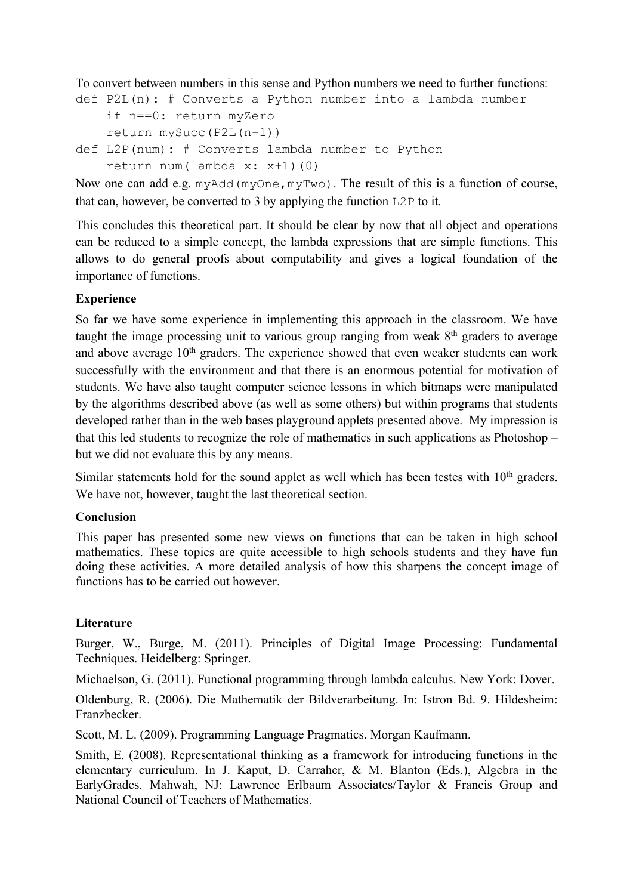To convert between numbers in this sense and Python numbers we need to further functions:

```
def P2L(n): # Converts a Python number into a lambda number
    if n==0: return myZero
    return mySucc(P2L(n-1))
def L2P(num): # Converts lambda number to Python
    return num(lambda x: x+1)(0)
```

Now one can add e.g. `myAdd(myOne,myTwo)`. The result of this is a function of course, that can, however, be converted to 3 by applying the function `L2P` to it.

This concludes this theoretical part. It should be clear by now that all object and operations can be reduced to a simple concept, the lambda expressions that are simple functions. This allows to do general proofs about computability and gives a logical foundation of the importance of functions.

**Experience**

So far we have some experience in implementing this approach in the classroom. We have taught the image processing unit to various group ranging from weak 8th graders to average and above average 10th graders. The experience showed that even weaker students can work successfully with the environment and that there is an enormous potential for motivation of students. We have also taught computer science lessons in which bitmaps were manipulated by the algorithms described above (as well as some others) but within programs that students developed rather than in the web bases playground applets presented above. My impression is that this led students to recognize the role of mathematics in such applications as Photoshop – but we did not evaluate this by any means.

Similar statements hold for the sound applet as well which has been testes with 10th graders. We have not, however, taught the last theoretical section.

**Conclusion**

This paper has presented some new views on functions that can be taken in high school mathematics. These topics are quite accessible to high schools students and they have fun doing these activities. A more detailed analysis of how this sharpens the concept image of functions has to be carried out however.

**Literature**

Burger, W., Burge, M. (2011). Principles of Digital Image Processing: Fundamental Techniques. Heidelberg: Springer.

Michaelson, G. (2011). Functional programming through lambda calculus. New York: Dover.

Oldenburg, R. (2006). Die Mathematik der Bildverarbeitung. In: Istron Bd. 9. Hildesheim: Franzbecker.

Scott, M. L. (2009). Programming Language Pragmatics. Morgan Kaufmann.

Smith, E. (2008). Representational thinking as a framework for introducing functions in the elementary curriculum. In J. Kaput, D. Carraher, & M. Blanton (Eds.), Algebra in the EarlyGrades. Mahwah, NJ: Lawrence Erlbaum Associates/Taylor & Francis Group and National Council of Teachers of Mathematics.